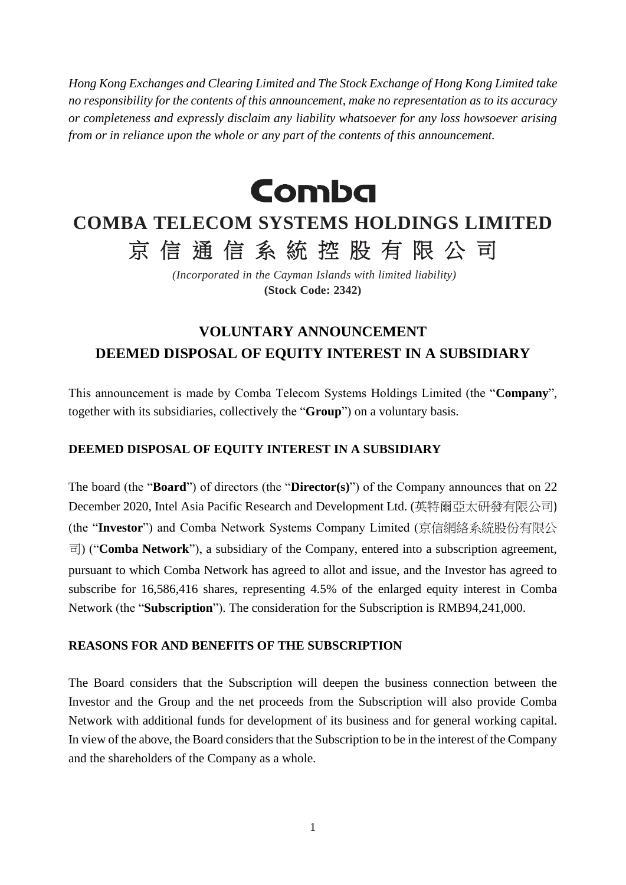*Hong Kong Exchanges and Clearing Limited and The Stock Exchange of Hong Kong Limited take no responsibility for the contents of this announcement, make no representation as to its accuracy or completeness and expressly disclaim any liability whatsoever for any loss howsoever arising from or in reliance upon the whole or any part of the contents of this announcement.*

**Comba**

# COMBA TELECOM SYSTEMS HOLDINGS LIMITED

# 京信通信系統控股有限公司

*(Incorporated in the Cayman Islands with limited liability)*

**(Stock Code: 2342)**

## VOLUNTARY ANNOUNCEMENT
## DEEMED DISPOSAL OF EQUITY INTEREST IN A SUBSIDIARY

This announcement is made by Comba Telecom Systems Holdings Limited (the "**Company**", together with its subsidiaries, collectively the "**Group**") on a voluntary basis.

### DEEMED DISPOSAL OF EQUITY INTEREST IN A SUBSIDIARY

The board (the "**Board**") of directors (the "**Director(s)**") of the Company announces that on 22 December 2020, Intel Asia Pacific Research and Development Ltd. (英特爾亞太研發有限公司) (the "**Investor**") and Comba Network Systems Company Limited (京信網絡系統股份有限公司) ("**Comba Network**"), a subsidiary of the Company, entered into a subscription agreement, pursuant to which Comba Network has agreed to allot and issue, and the Investor has agreed to subscribe for 16,586,416 shares, representing 4.5% of the enlarged equity interest in Comba Network (the "**Subscription**"). The consideration for the Subscription is RMB94,241,000.

### REASONS FOR AND BENEFITS OF THE SUBSCRIPTION

The Board considers that the Subscription will deepen the business connection between the Investor and the Group and the net proceeds from the Subscription will also provide Comba Network with additional funds for development of its business and for general working capital. In view of the above, the Board considers that the Subscription to be in the interest of the Company and the shareholders of the Company as a whole.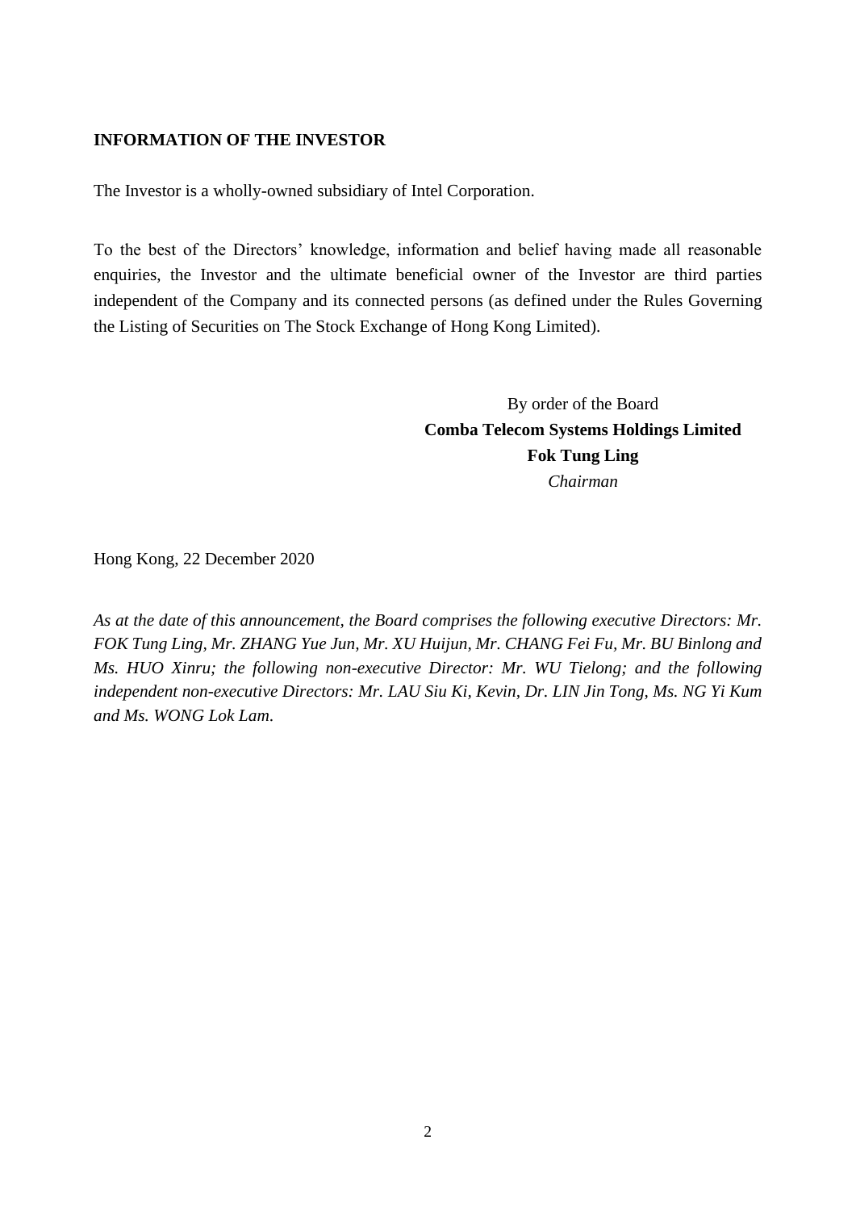**INFORMATION OF THE INVESTOR**

The Investor is a wholly-owned subsidiary of Intel Corporation.

To the best of the Directors' knowledge, information and belief having made all reasonable enquiries, the Investor and the ultimate beneficial owner of the Investor are third parties independent of the Company and its connected persons (as defined under the Rules Governing the Listing of Securities on The Stock Exchange of Hong Kong Limited).

By order of the Board
**Comba Telecom Systems Holdings Limited**
**Fok Tung Ling**
*Chairman*

Hong Kong, 22 December 2020

*As at the date of this announcement, the Board comprises the following executive Directors: Mr. FOK Tung Ling, Mr. ZHANG Yue Jun, Mr. XU Huijun, Mr. CHANG Fei Fu, Mr. BU Binlong and Ms. HUO Xinru; the following non-executive Director: Mr. WU Tielong; and the following independent non-executive Directors: Mr. LAU Siu Ki, Kevin, Dr. LIN Jin Tong, Ms. NG Yi Kum and Ms. WONG Lok Lam.*